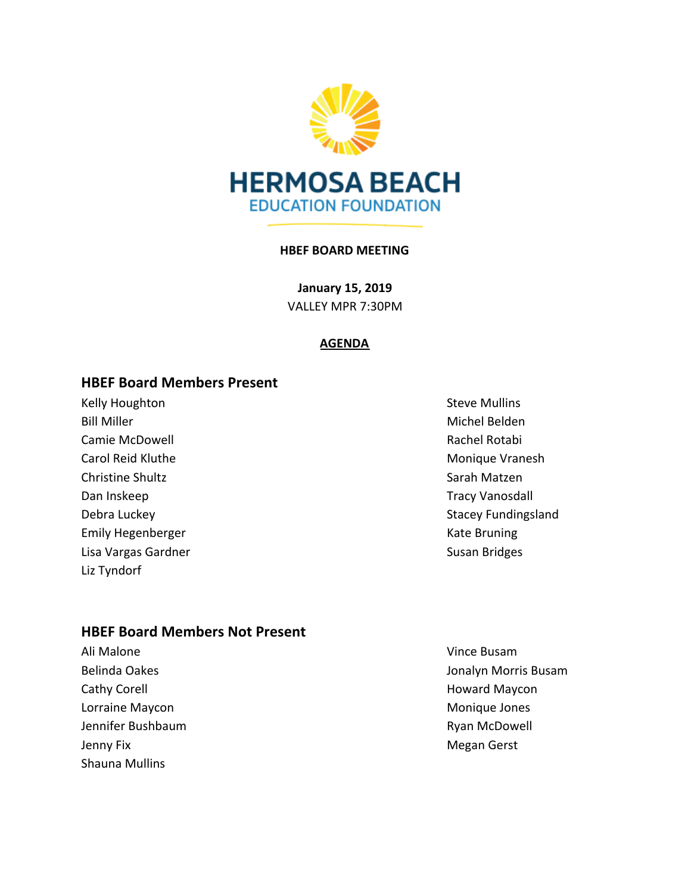# HERMOSA BEACH
## EDUCATION FOUNDATION

**HBEF BOARD MEETING**

**January 15, 2019**
VALLEY MPR 7:30PM

**<u>AGENDA</u>**

### HBEF Board Members Present

Kelly Houghton
Bill Miller
Camie McDowell
Carol Reid Kluthe
Christine Shultz
Dan Inskeep
Debra Luckey
Emily Hegenberger
Lisa Vargas Gardner
Liz Tyndorf
Steve Mullins
Michel Belden
Rachel Rotabi
Monique Vranesh
Sarah Matzen
Tracy Vanosdall
Stacey Fundingsland
Kate Bruning
Susan Bridges

### HBEF Board Members Not Present

Ali Malone
Belinda Oakes
Cathy Corell
Lorraine Maycon
Jennifer Bushbaum
Jenny Fix
Shauna Mullins
Vince Busam
Jonalyn Morris Busam
Howard Maycon
Monique Jones
Ryan McDowell
Megan Gerst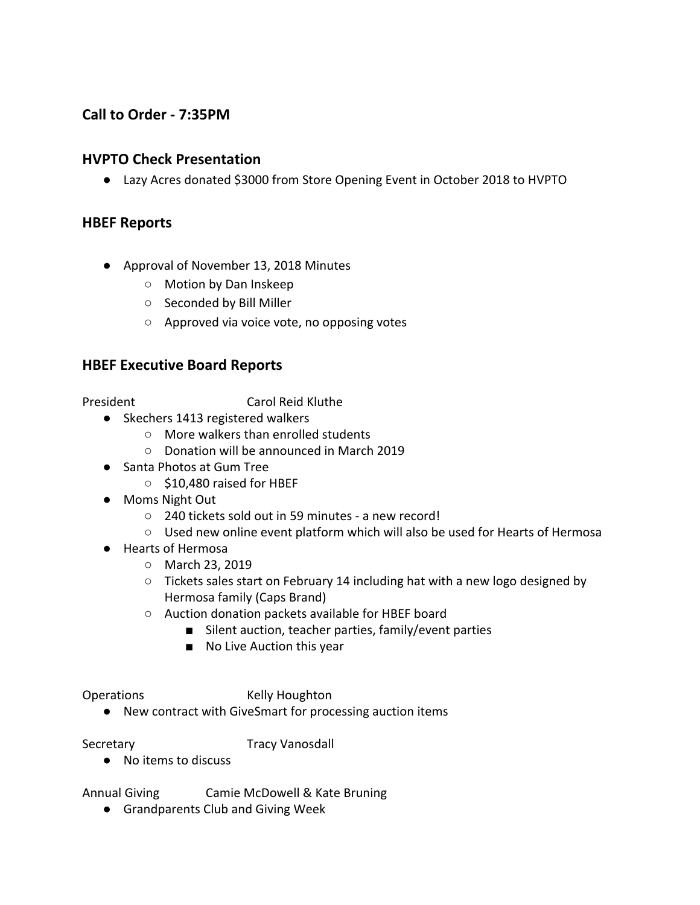### Call to Order - 7:35PM

### HVPTO Check Presentation

- Lazy Acres donated $3000 from Store Opening Event in October 2018 to HVPTO

### HBEF Reports

- Approval of November 13, 2018 Minutes
  - Motion by Dan Inskeep
  - Seconded by Bill Miller
  - Approved via voice vote, no opposing votes

### HBEF Executive Board Reports

President Carol Reid Kluthe

- Skechers 1413 registered walkers
  - More walkers than enrolled students
  - Donation will be announced in March 2019
- Santa Photos at Gum Tree
  - $10,480 raised for HBEF
- Moms Night Out
  - 240 tickets sold out in 59 minutes - a new record!
  - Used new online event platform which will also be used for Hearts of Hermosa
- Hearts of Hermosa
  - March 23, 2019
  - Tickets sales start on February 14 including hat with a new logo designed by Hermosa family (Caps Brand)
  - Auction donation packets available for HBEF board
    - Silent auction, teacher parties, family/event parties
    - No Live Auction this year

Operations Kelly Houghton

- New contract with GiveSmart for processing auction items

Secretary Tracy Vanosdall

- No items to discuss

Annual Giving Camie McDowell & Kate Bruning

- Grandparents Club and Giving Week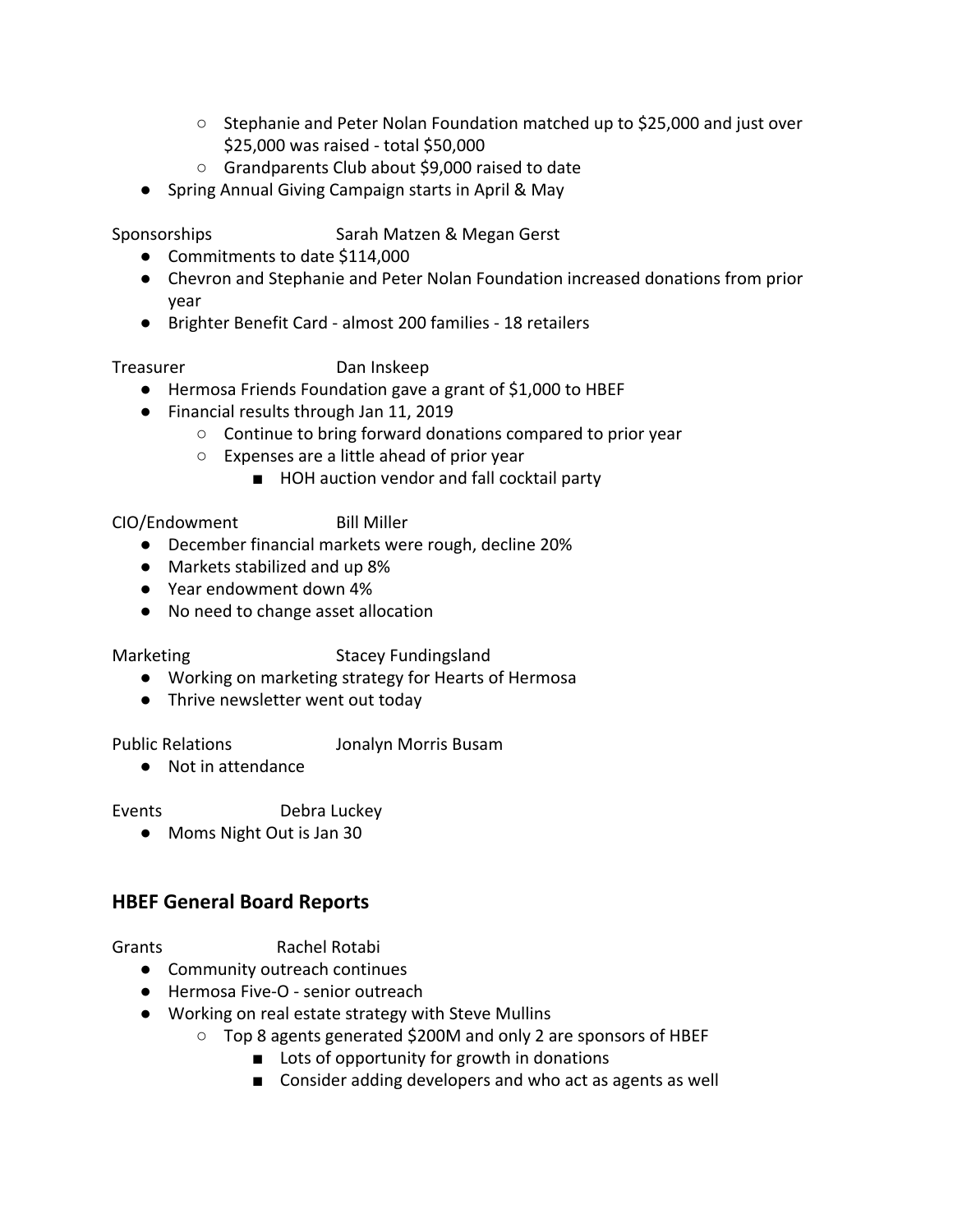- Stephanie and Peter Nolan Foundation matched up to $25,000 and just over $25,000 was raised - total $50,000
    - Grandparents Club about $9,000 raised to date
- Spring Annual Giving Campaign starts in April & May

Sponsorships  Sarah Matzen & Megan Gerst

- Commitments to date $114,000
- Chevron and Stephanie and Peter Nolan Foundation increased donations from prior year
- Brighter Benefit Card - almost 200 families - 18 retailers

Treasurer  Dan Inskeep

- Hermosa Friends Foundation gave a grant of $1,000 to HBEF
- Financial results through Jan 11, 2019
    - Continue to bring forward donations compared to prior year
    - Expenses are a little ahead of prior year
        - HOH auction vendor and fall cocktail party

CIO/Endowment  Bill Miller

- December financial markets were rough, decline 20%
- Markets stabilized and up 8%
- Year endowment down 4%
- No need to change asset allocation

Marketing  Stacey Fundingsland

- Working on marketing strategy for Hearts of Hermosa
- Thrive newsletter went out today

Public Relations  Jonalyn Morris Busam

- Not in attendance

Events  Debra Luckey

- Moms Night Out is Jan 30

## HBEF General Board Reports

Grants  Rachel Rotabi

- Community outreach continues
- Hermosa Five-O - senior outreach
- Working on real estate strategy with Steve Mullins
    - Top 8 agents generated $200M and only 2 are sponsors of HBEF
        - Lots of opportunity for growth in donations
        - Consider adding developers and who act as agents as well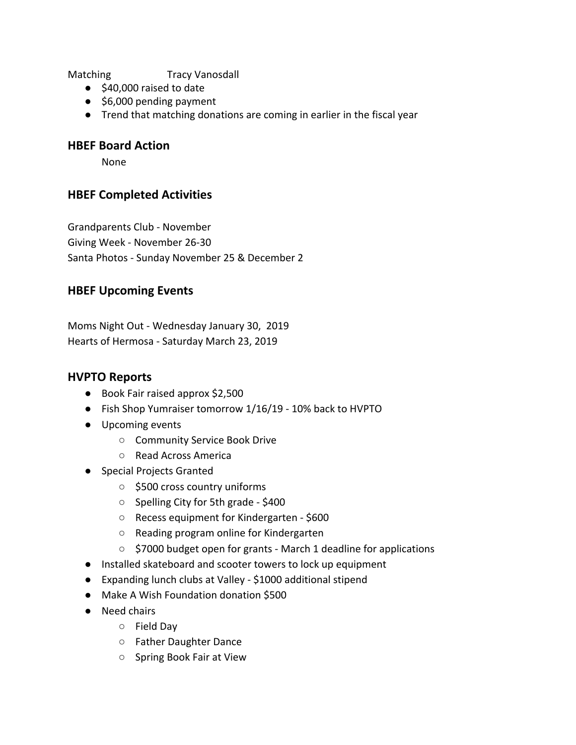Matching Tracy Vanosdall

- $40,000 raised to date
- $6,000 pending payment
- Trend that matching donations are coming in earlier in the fiscal year

## HBEF Board Action

None

## HBEF Completed Activities

Grandparents Club - November

Giving Week - November 26-30

Santa Photos - Sunday November 25 & December 2

## HBEF Upcoming Events

Moms Night Out - Wednesday January 30, 2019

Hearts of Hermosa - Saturday March 23, 2019

## HVPTO Reports

- Book Fair raised approx $2,500
- Fish Shop Yumraiser tomorrow 1/16/19 - 10% back to HVPTO
- Upcoming events
  - Community Service Book Drive
  - Read Across America
- Special Projects Granted
  - $500 cross country uniforms
  - Spelling City for 5th grade - $400
  - Recess equipment for Kindergarten - $600
  - Reading program online for Kindergarten
  - $7000 budget open for grants - March 1 deadline for applications
- Installed skateboard and scooter towers to lock up equipment
- Expanding lunch clubs at Valley - $1000 additional stipend
- Make A Wish Foundation donation $500
- Need chairs
  - Field Day
  - Father Daughter Dance
  - Spring Book Fair at View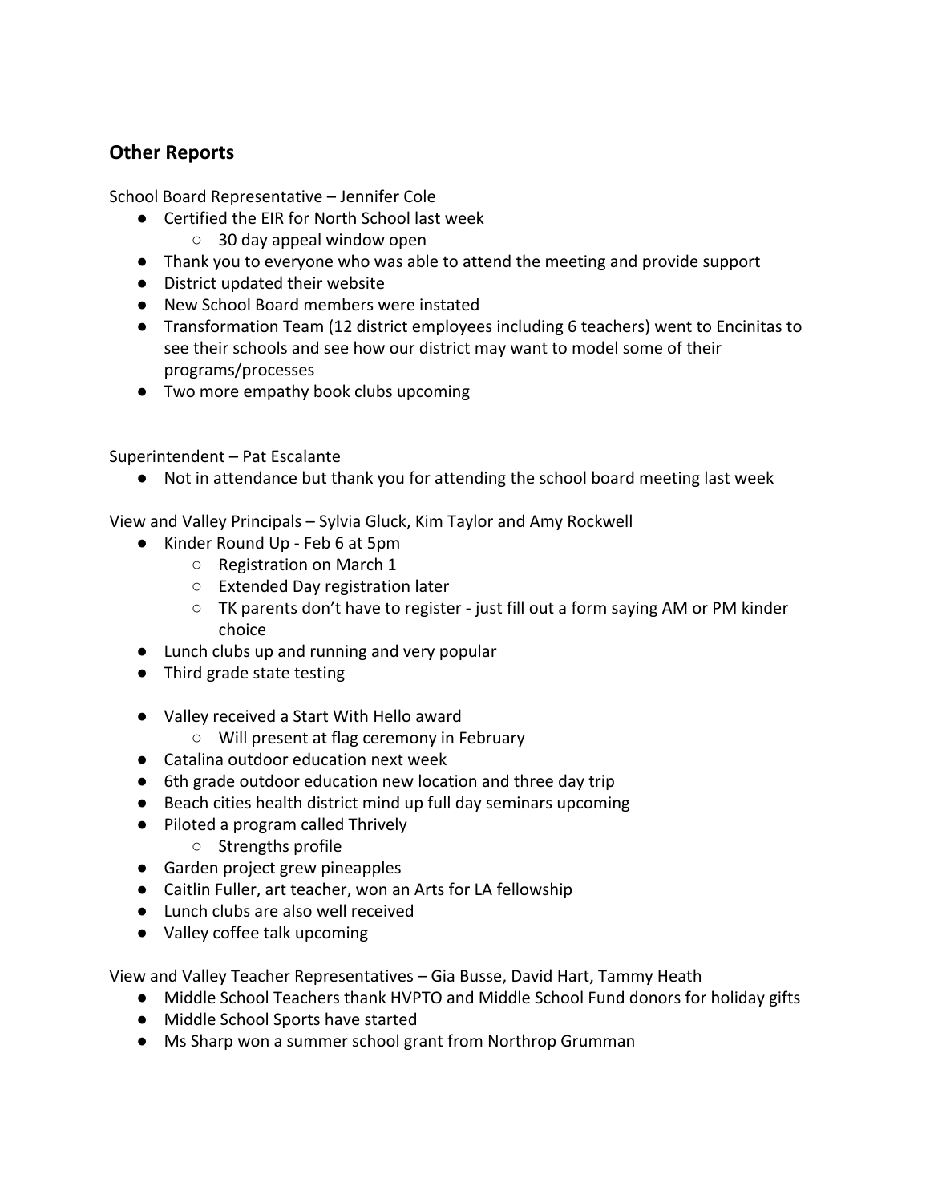## Other Reports

School Board Representative – Jennifer Cole

- Certified the EIR for North School last week
  - 30 day appeal window open
- Thank you to everyone who was able to attend the meeting and provide support
- District updated their website
- New School Board members were instated
- Transformation Team (12 district employees including 6 teachers) went to Encinitas to see their schools and see how our district may want to model some of their programs/processes
- Two more empathy book clubs upcoming

Superintendent – Pat Escalante

- Not in attendance but thank you for attending the school board meeting last week

View and Valley Principals – Sylvia Gluck, Kim Taylor and Amy Rockwell

- Kinder Round Up - Feb 6 at 5pm
  - Registration on March 1
  - Extended Day registration later
  - TK parents don't have to register - just fill out a form saying AM or PM kinder choice
- Lunch clubs up and running and very popular
- Third grade state testing

- Valley received a Start With Hello award
  - Will present at flag ceremony in February
- Catalina outdoor education next week
- 6th grade outdoor education new location and three day trip
- Beach cities health district mind up full day seminars upcoming
- Piloted a program called Thrively
  - Strengths profile
- Garden project grew pineapples
- Caitlin Fuller, art teacher, won an Arts for LA fellowship
- Lunch clubs are also well received
- Valley coffee talk upcoming

View and Valley Teacher Representatives – Gia Busse, David Hart, Tammy Heath

- Middle School Teachers thank HVPTO and Middle School Fund donors for holiday gifts
- Middle School Sports have started
- Ms Sharp won a summer school grant from Northrop Grumman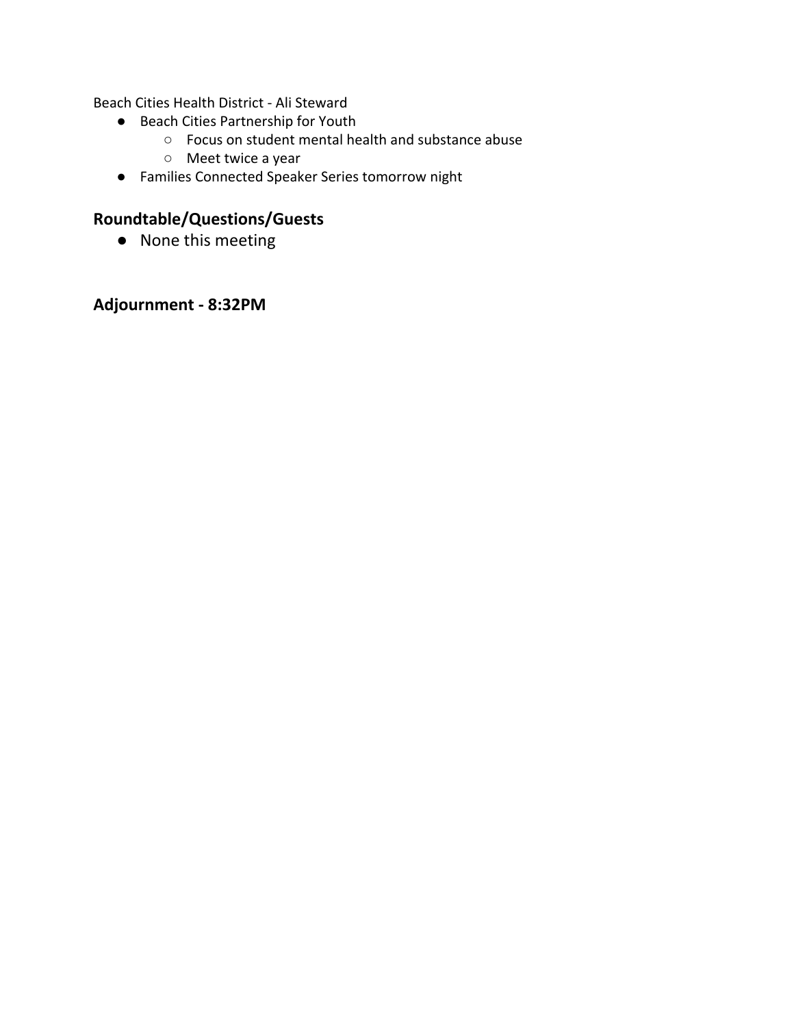Beach Cities Health District - Ali Steward

- Beach Cities Partnership for Youth
  - Focus on student mental health and substance abuse
  - Meet twice a year
- Families Connected Speaker Series tomorrow night

## Roundtable/Questions/Guests

- None this meeting

## Adjournment - 8:32PM